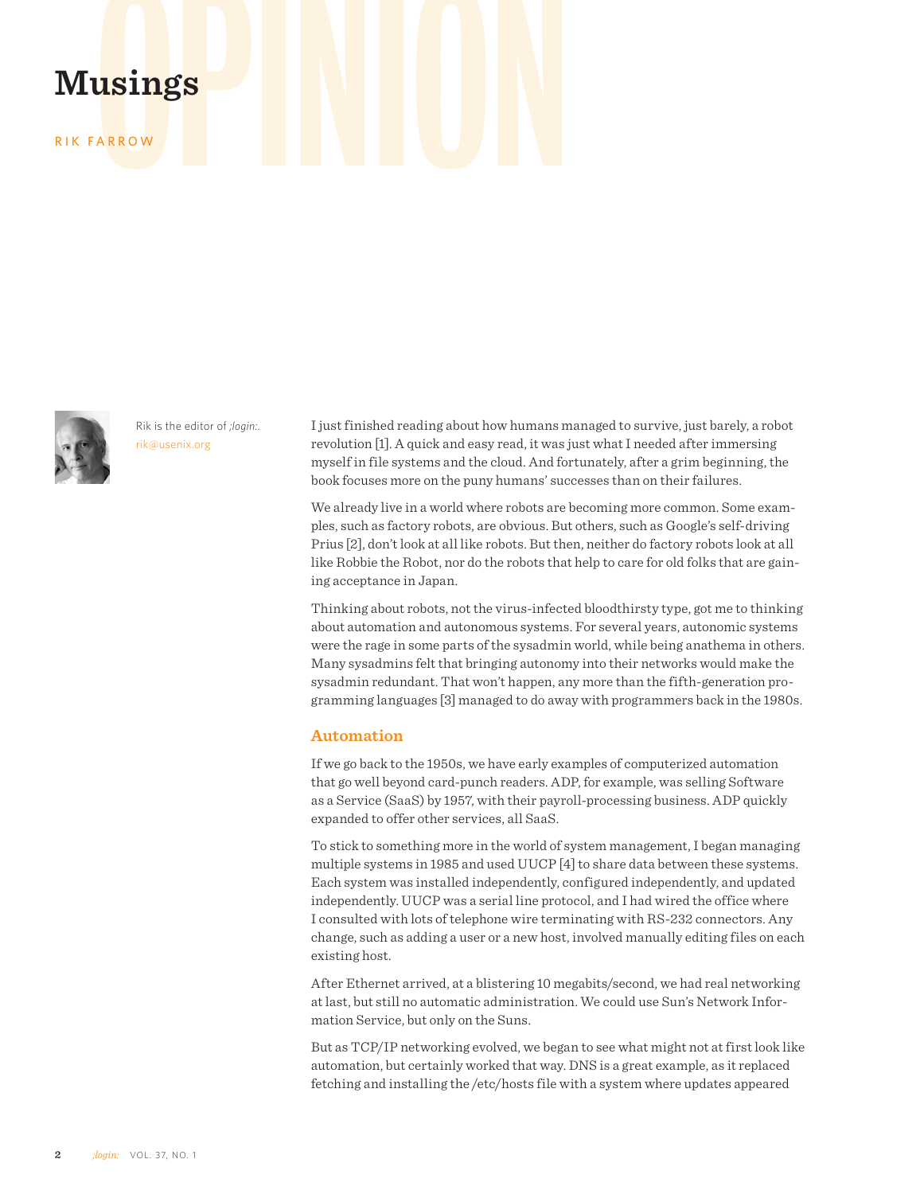# Musings

RIK FARROW

Rik is the editor of *;login:*.
rik@usenix.org

I just finished reading about how humans managed to survive, just barely, a robot revolution [1]. A quick and easy read, it was just what I needed after immersing myself in file systems and the cloud. And fortunately, after a grim beginning, the book focuses more on the puny humans' successes than on their failures.

We already live in a world where robots are becoming more common. Some examples, such as factory robots, are obvious. But others, such as Google's self-driving Prius [2], don't look at all like robots. But then, neither do factory robots look at all like Robbie the Robot, nor do the robots that help to care for old folks that are gaining acceptance in Japan.

Thinking about robots, not the virus-infected bloodthirsty type, got me to thinking about automation and autonomous systems. For several years, autonomic systems were the rage in some parts of the sysadmin world, while being anathema in others. Many sysadmins felt that bringing autonomy into their networks would make the sysadmin redundant. That won't happen, any more than the fifth-generation programming languages [3] managed to do away with programmers back in the 1980s.

## Automation

If we go back to the 1950s, we have early examples of computerized automation that go well beyond card-punch readers. ADP, for example, was selling Software as a Service (SaaS) by 1957, with their payroll-processing business. ADP quickly expanded to offer other services, all SaaS.

To stick to something more in the world of system management, I began managing multiple systems in 1985 and used UUCP [4] to share data between these systems. Each system was installed independently, configured independently, and updated independently. UUCP was a serial line protocol, and I had wired the office where I consulted with lots of telephone wire terminating with RS-232 connectors. Any change, such as adding a user or a new host, involved manually editing files on each existing host.

After Ethernet arrived, at a blistering 10 megabits/second, we had real networking at last, but still no automatic administration. We could use Sun's Network Information Service, but only on the Suns.

But as TCP/IP networking evolved, we began to see what might not at first look like automation, but certainly worked that way. DNS is a great example, as it replaced fetching and installing the /etc/hosts file with a system where updates appeared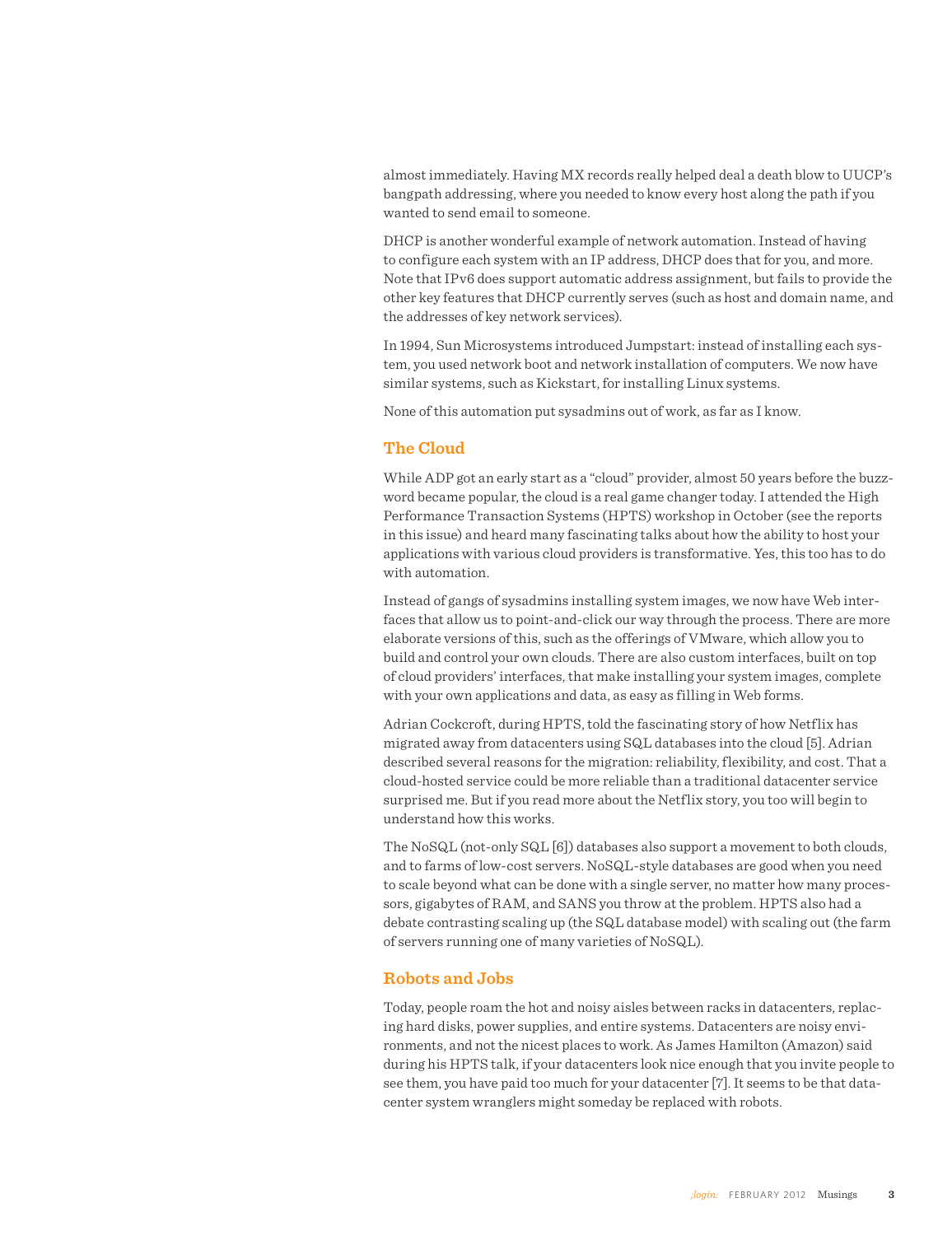almost immediately. Having MX records really helped deal a death blow to UUCP's bangpath addressing, where you needed to know every host along the path if you wanted to send email to someone.

DHCP is another wonderful example of network automation. Instead of having to configure each system with an IP address, DHCP does that for you, and more. Note that IPv6 does support automatic address assignment, but fails to provide the other key features that DHCP currently serves (such as host and domain name, and the addresses of key network services).

In 1994, Sun Microsystems introduced Jumpstart: instead of installing each system, you used network boot and network installation of computers. We now have similar systems, such as Kickstart, for installing Linux systems.

None of this automation put sysadmins out of work, as far as I know.

## The Cloud

While ADP got an early start as a "cloud" provider, almost 50 years before the buzzword became popular, the cloud is a real game changer today. I attended the High Performance Transaction Systems (HPTS) workshop in October (see the reports in this issue) and heard many fascinating talks about how the ability to host your applications with various cloud providers is transformative. Yes, this too has to do with automation.

Instead of gangs of sysadmins installing system images, we now have Web interfaces that allow us to point-and-click our way through the process. There are more elaborate versions of this, such as the offerings of VMware, which allow you to build and control your own clouds. There are also custom interfaces, built on top of cloud providers' interfaces, that make installing your system images, complete with your own applications and data, as easy as filling in Web forms.

Adrian Cockcroft, during HPTS, told the fascinating story of how Netflix has migrated away from datacenters using SQL databases into the cloud [5]. Adrian described several reasons for the migration: reliability, flexibility, and cost. That a cloud-hosted service could be more reliable than a traditional datacenter service surprised me. But if you read more about the Netflix story, you too will begin to understand how this works.

The NoSQL (not-only SQL [6]) databases also support a movement to both clouds, and to farms of low-cost servers. NoSQL-style databases are good when you need to scale beyond what can be done with a single server, no matter how many processors, gigabytes of RAM, and SANS you throw at the problem. HPTS also had a debate contrasting scaling up (the SQL database model) with scaling out (the farm of servers running one of many varieties of NoSQL).

## Robots and Jobs

Today, people roam the hot and noisy aisles between racks in datacenters, replacing hard disks, power supplies, and entire systems. Datacenters are noisy environments, and not the nicest places to work. As James Hamilton (Amazon) said during his HPTS talk, if your datacenters look nice enough that you invite people to see them, you have paid too much for your datacenter [7]. It seems to be that datacenter system wranglers might someday be replaced with robots.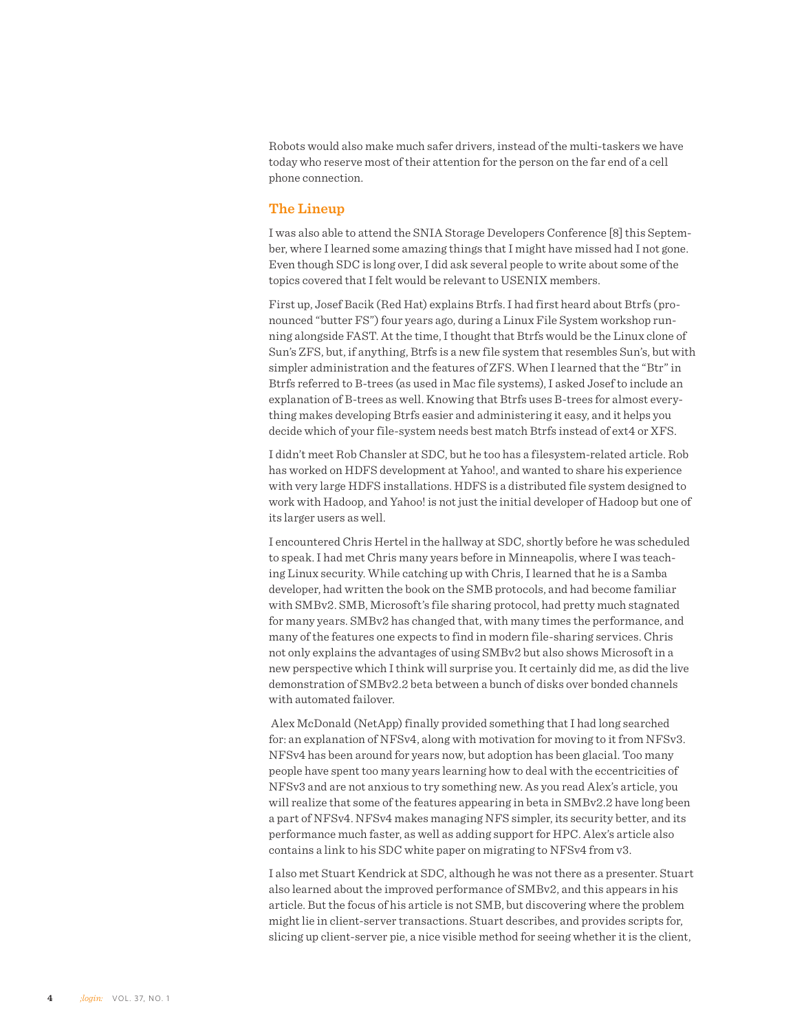Robots would also make much safer drivers, instead of the multi-taskers we have today who reserve most of their attention for the person on the far end of a cell phone connection.

## The Lineup

I was also able to attend the SNIA Storage Developers Conference [8] this September, where I learned some amazing things that I might have missed had I not gone. Even though SDC is long over, I did ask several people to write about some of the topics covered that I felt would be relevant to USENIX members.

First up, Josef Bacik (Red Hat) explains Btrfs. I had first heard about Btrfs (pronounced "butter FS") four years ago, during a Linux File System workshop running alongside FAST. At the time, I thought that Btrfs would be the Linux clone of Sun's ZFS, but, if anything, Btrfs is a new file system that resembles Sun's, but with simpler administration and the features of ZFS. When I learned that the "Btr" in Btrfs referred to B-trees (as used in Mac file systems), I asked Josef to include an explanation of B-trees as well. Knowing that Btrfs uses B-trees for almost everything makes developing Btrfs easier and administering it easy, and it helps you decide which of your file-system needs best match Btrfs instead of ext4 or XFS.

I didn't meet Rob Chansler at SDC, but he too has a filesystem-related article. Rob has worked on HDFS development at Yahoo!, and wanted to share his experience with very large HDFS installations. HDFS is a distributed file system designed to work with Hadoop, and Yahoo! is not just the initial developer of Hadoop but one of its larger users as well.

I encountered Chris Hertel in the hallway at SDC, shortly before he was scheduled to speak. I had met Chris many years before in Minneapolis, where I was teaching Linux security. While catching up with Chris, I learned that he is a Samba developer, had written the book on the SMB protocols, and had become familiar with SMBv2. SMB, Microsoft's file sharing protocol, had pretty much stagnated for many years. SMBv2 has changed that, with many times the performance, and many of the features one expects to find in modern file-sharing services. Chris not only explains the advantages of using SMBv2 but also shows Microsoft in a new perspective which I think will surprise you. It certainly did me, as did the live demonstration of SMBv2.2 beta between a bunch of disks over bonded channels with automated failover.

Alex McDonald (NetApp) finally provided something that I had long searched for: an explanation of NFSv4, along with motivation for moving to it from NFSv3. NFSv4 has been around for years now, but adoption has been glacial. Too many people have spent too many years learning how to deal with the eccentricities of NFSv3 and are not anxious to try something new. As you read Alex's article, you will realize that some of the features appearing in beta in SMBv2.2 have long been a part of NFSv4. NFSv4 makes managing NFS simpler, its security better, and its performance much faster, as well as adding support for HPC. Alex's article also contains a link to his SDC white paper on migrating to NFSv4 from v3.

I also met Stuart Kendrick at SDC, although he was not there as a presenter. Stuart also learned about the improved performance of SMBv2, and this appears in his article. But the focus of his article is not SMB, but discovering where the problem might lie in client-server transactions. Stuart describes, and provides scripts for, slicing up client-server pie, a nice visible method for seeing whether it is the client,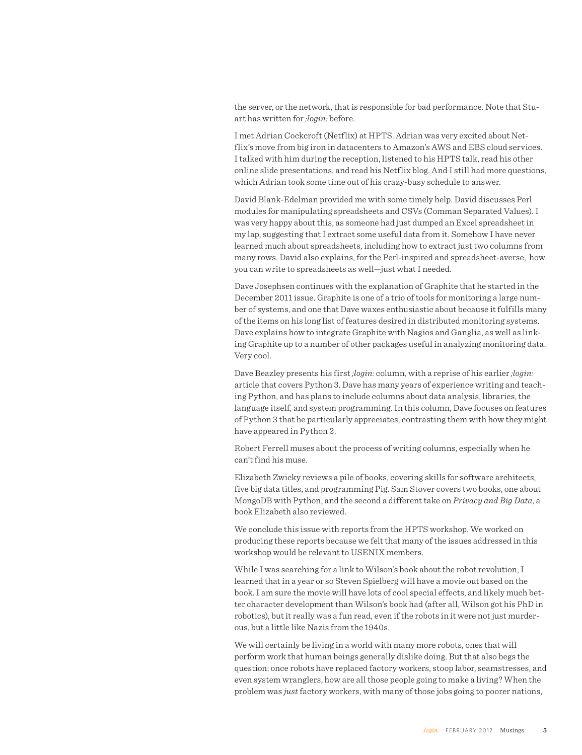the server, or the network, that is responsible for bad performance. Note that Stuart has written for *;login:* before.

I met Adrian Cockcroft (Netflix) at HPTS. Adrian was very excited about Netflix's move from big iron in datacenters to Amazon's AWS and EBS cloud services. I talked with him during the reception, listened to his HPTS talk, read his other online slide presentations, and read his Netflix blog. And I still had more questions, which Adrian took some time out of his crazy-busy schedule to answer.

David Blank-Edelman provided me with some timely help. David discusses Perl modules for manipulating spreadsheets and CSVs (Comman Separated Values). I was very happy about this, as someone had just dumped an Excel spreadsheet in my lap, suggesting that I extract some useful data from it. Somehow I have never learned much about spreadsheets, including how to extract just two columns from many rows. David also explains, for the Perl-inspired and spreadsheet-averse, how you can write to spreadsheets as well—just what I needed.

Dave Josephsen continues with the explanation of Graphite that he started in the December 2011 issue. Graphite is one of a trio of tools for monitoring a large number of systems, and one that Dave waxes enthusiastic about because it fulfills many of the items on his long list of features desired in distributed monitoring systems. Dave explains how to integrate Graphite with Nagios and Ganglia, as well as linking Graphite up to a number of other packages useful in analyzing monitoring data. Very cool.

Dave Beazley presents his first *;login:* column, with a reprise of his earlier *;login:* article that covers Python 3. Dave has many years of experience writing and teaching Python, and has plans to include columns about data analysis, libraries, the language itself, and system programming. In this column, Dave focuses on features of Python 3 that he particularly appreciates, contrasting them with how they might have appeared in Python 2.

Robert Ferrell muses about the process of writing columns, especially when he can't find his muse.

Elizabeth Zwicky reviews a pile of books, covering skills for software architects, five big data titles, and programming Pig. Sam Stover covers two books, one about MongoDB with Python, and the second a different take on *Privacy and Big Data*, a book Elizabeth also reviewed.

We conclude this issue with reports from the HPTS workshop. We worked on producing these reports because we felt that many of the issues addressed in this workshop would be relevant to USENIX members.

While I was searching for a link to Wilson's book about the robot revolution, I learned that in a year or so Steven Spielberg will have a movie out based on the book. I am sure the movie will have lots of cool special effects, and likely much better character development than Wilson's book had (after all, Wilson got his PhD in robotics), but it really was a fun read, even if the robots in it were not just murderous, but a little like Nazis from the 1940s.

We will certainly be living in a world with many more robots, ones that will perform work that human beings generally dislike doing. But that also begs the question: once robots have replaced factory workers, stoop labor, seamstresses, and even system wranglers, how are all those people going to make a living? When the problem was *just* factory workers, with many of those jobs going to poorer nations,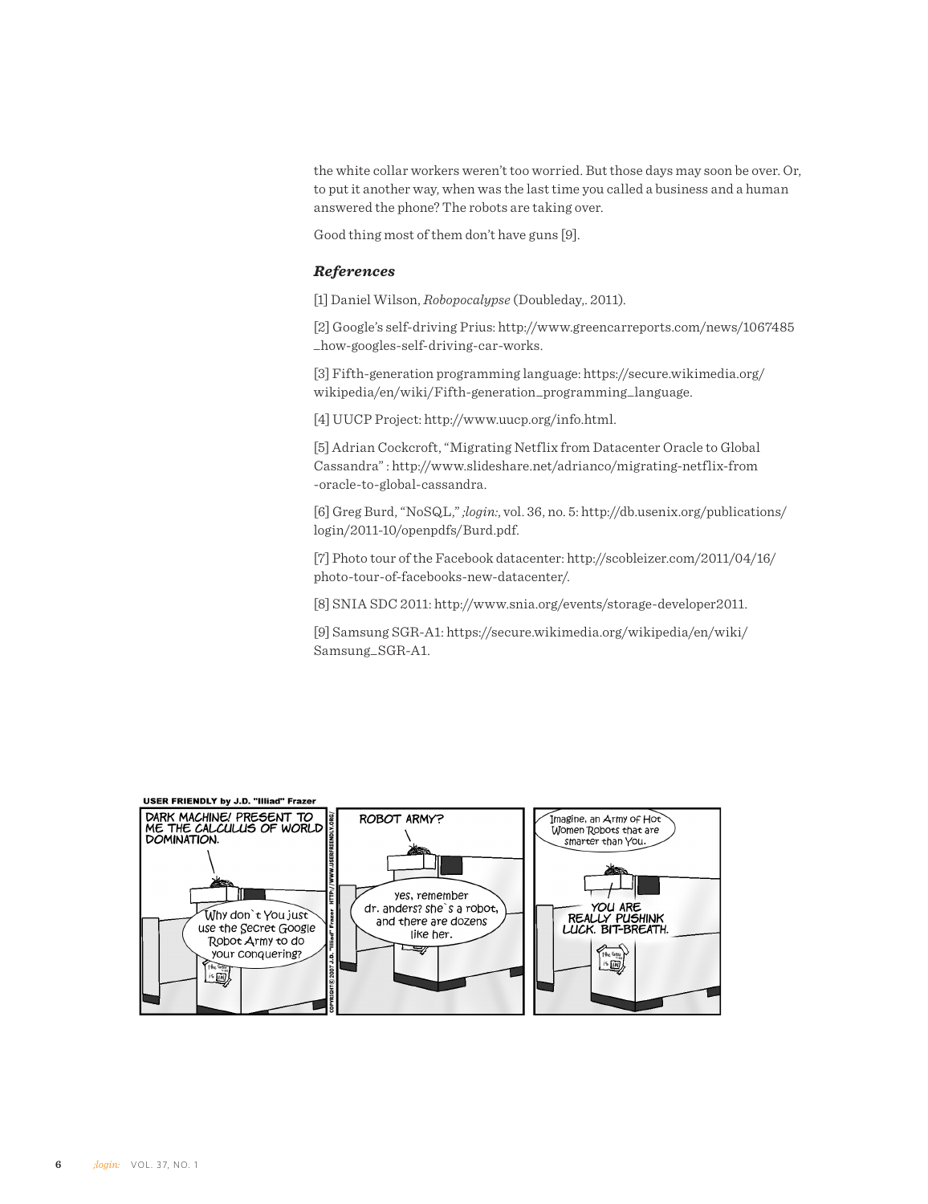the white collar workers weren't too worried. But those days may soon be over. Or, to put it another way, when was the last time you called a business and a human answered the phone? The robots are taking over.

Good thing most of them don't have guns [9].

### *References*

[1] Daniel Wilson, *Robopocalypse* (Doubleday,. 2011).

[2] Google's self-driving Prius: http://www.greencarreports.com/news/1067485_how-googles-self-driving-car-works.

[3] Fifth-generation programming language: https://secure.wikimedia.org/wikipedia/en/wiki/Fifth-generation_programming_language.

[4] UUCP Project: http://www.uucp.org/info.html.

[5] Adrian Cockcroft, "Migrating Netflix from Datacenter Oracle to Global Cassandra" : http://www.slideshare.net/adrianco/migrating-netflix-from-oracle-to-global-cassandra.

[6] Greg Burd, "NoSQL," *;login:*, vol. 36, no. 5: http://db.usenix.org/publications/login/2011-10/openpdfs/Burd.pdf.

[7] Photo tour of the Facebook datacenter: http://scobleizer.com/2011/04/16/photo-tour-of-facebooks-new-datacenter/.

[8] SNIA SDC 2011: http://www.snia.org/events/storage-developer2011.

[9] Samsung SGR-A1: https://secure.wikimedia.org/wikipedia/en/wiki/Samsung_SGR-A1.